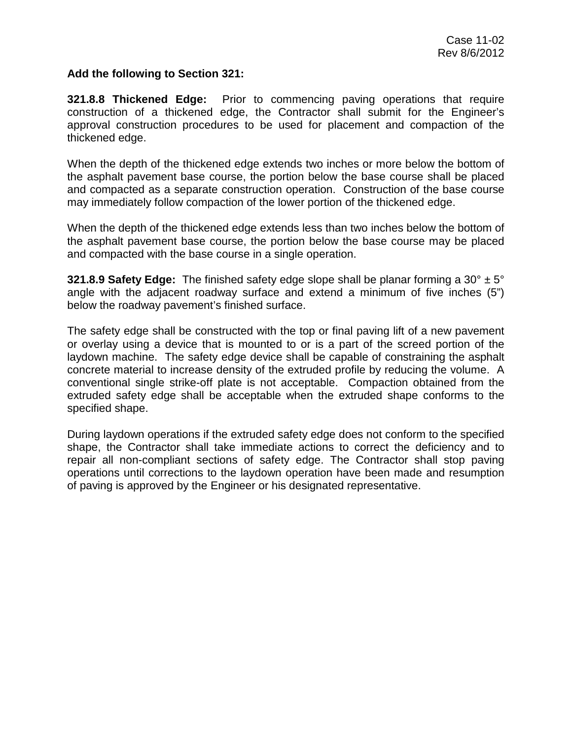Case 11-02
Rev 8/6/2012

**Add the following to Section 321:**

**321.8.8 Thickened Edge:** Prior to commencing paving operations that require construction of a thickened edge, the Contractor shall submit for the Engineer's approval construction procedures to be used for placement and compaction of the thickened edge.

When the depth of the thickened edge extends two inches or more below the bottom of the asphalt pavement base course, the portion below the base course shall be placed and compacted as a separate construction operation. Construction of the base course may immediately follow compaction of the lower portion of the thickened edge.

When the depth of the thickened edge extends less than two inches below the bottom of the asphalt pavement base course, the portion below the base course may be placed and compacted with the base course in a single operation.

**321.8.9 Safety Edge:** The finished safety edge slope shall be planar forming a 30° ± 5° angle with the adjacent roadway surface and extend a minimum of five inches (5") below the roadway pavement's finished surface.

The safety edge shall be constructed with the top or final paving lift of a new pavement or overlay using a device that is mounted to or is a part of the screed portion of the laydown machine. The safety edge device shall be capable of constraining the asphalt concrete material to increase density of the extruded profile by reducing the volume. A conventional single strike-off plate is not acceptable. Compaction obtained from the extruded safety edge shall be acceptable when the extruded shape conforms to the specified shape.

During laydown operations if the extruded safety edge does not conform to the specified shape, the Contractor shall take immediate actions to correct the deficiency and to repair all non-compliant sections of safety edge. The Contractor shall stop paving operations until corrections to the laydown operation have been made and resumption of paving is approved by the Engineer or his designated representative.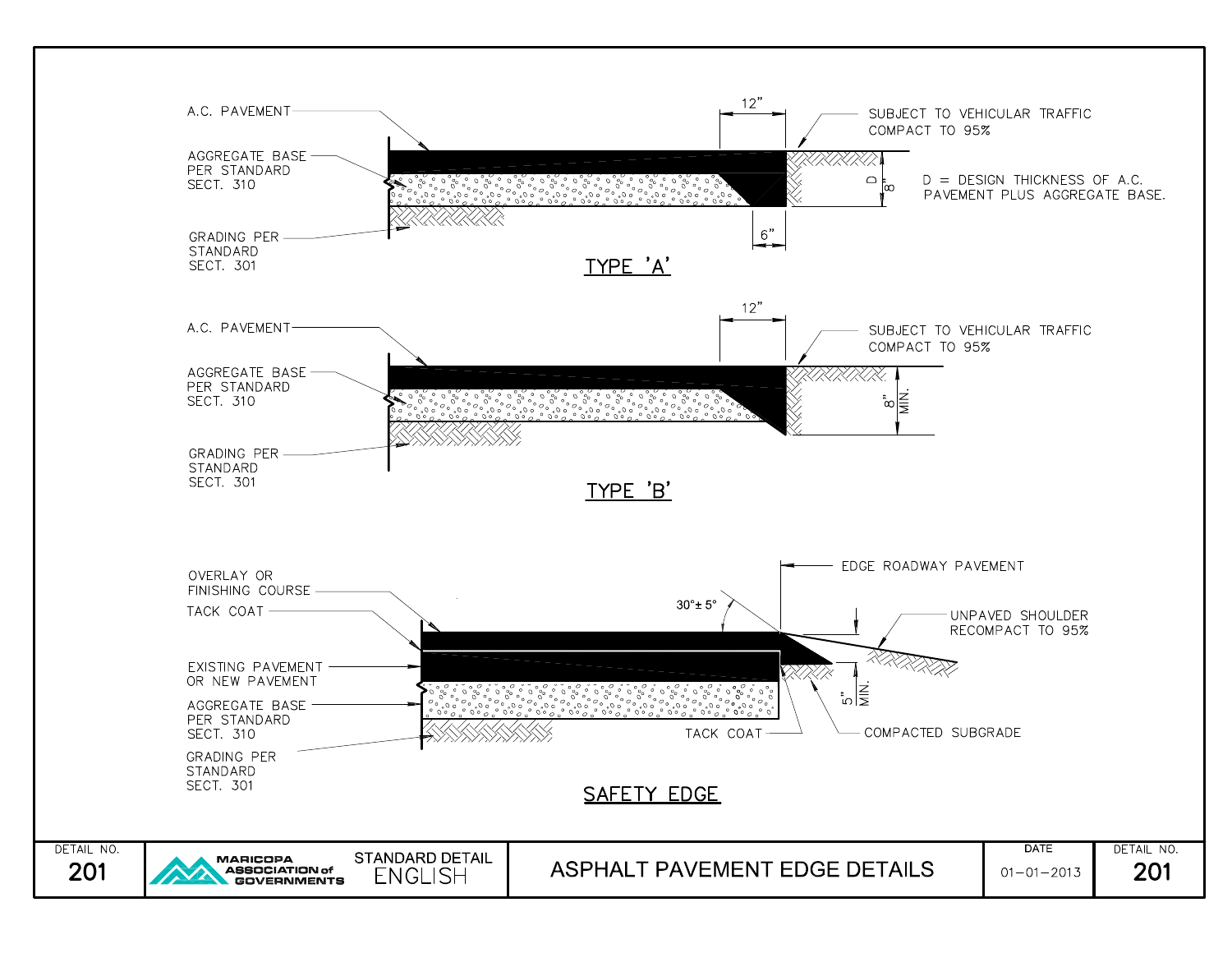## TYPE 'A'

A.C. PAVEMENT

AGGREGATE BASE PER STANDARD SECT. 310

GRADING PER STANDARD SECT. 301

12"

6"

SUBJECT TO VEHICULAR TRAFFIC COMPACT TO 95%

D

8"

D = DESIGN THICKNESS OF A.C. PAVEMENT PLUS AGGREGATE BASE.

## TYPE 'B'

A.C. PAVEMENT

AGGREGATE BASE PER STANDARD SECT. 310

GRADING PER STANDARD SECT. 301

12"

SUBJECT TO VEHICULAR TRAFFIC COMPACT TO 95%

8" MIN.

## SAFETY EDGE

OVERLAY OR FINISHING COURSE

TACK COAT

EXISTING PAVEMENT OR NEW PAVEMENT

AGGREGATE BASE PER STANDARD SECT. 310

GRADING PER STANDARD SECT. 301

30°± 5°

EDGE ROADWAY PAVEMENT

UNPAVED SHOULDER RECOMPACT TO 95%

5" MIN.

TACK COAT

COMPACTED SUBGRADE

| DETAIL NO. | | | | DATE | DETAIL NO. |
|---|---|---|---|---|---|
| 201 | MARICOPA ASSOCIATION of GOVERNMENTS | STANDARD DETAIL ENGLISH | ASPHALT PAVEMENT EDGE DETAILS | 01-01-2013 | 201 |